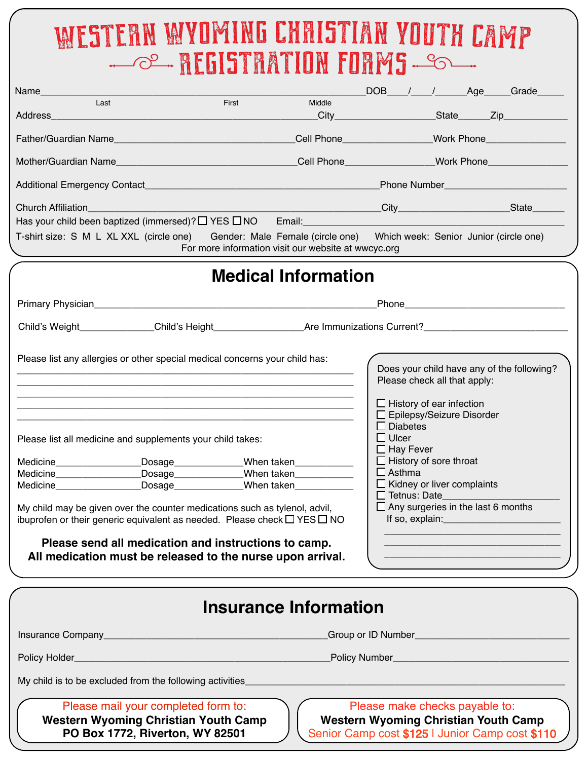# WESTERN WYOMING CHRISTIAN YOUTH CAMP
## REGISTRATION FORMS

Name_____________________________________________________________DOB____/____/______Age_____Grade_____
Last First Middle

Address_______________________________________________City__________________State______Zip____________

Father/Guardian Name_______________________________Cell Phone________________Work Phone______________

Mother/Guardian Name_______________________________Cell Phone________________Work Phone______________

Additional Emergency Contact__________________________________________Phone Number_____________________

Church Affiliation____________________________________________________City____________________State______

Has your child been baptized (immersed)? ☐ YES ☐ NO Email:_____________________________________________

T-shirt size: S M L XL XXL (circle one) Gender: Male Female (circle one) Which week: Senior Junior (circle one)

For more information visit our website at wwcyc.org

## Medical Information

Primary Physician__________________________________________________Phone____________________________

Child's Weight______________Child's Height________________Are Immunizations Current?_________________________

Please list any allergies or other special medical concerns your child has:
_____________________________________________________________
_____________________________________________________________
_____________________________________________________________
_____________________________________________________________
_____________________________________________________________

Please list all medicine and supplements your child takes:

Medicine________________Dosage_____________When taken___________
Medicine________________Dosage_____________When taken___________
Medicine________________Dosage_____________When taken___________

My child may be given over the counter medications such as tylenol, advil, ibuprofen or their generic equivalent as needed. Please check ☐ YES ☐ NO

**Please send all medication and instructions to camp.**
**All medication must be released to the nurse upon arrival.**

Does your child have any of the following? Please check all that apply:

- ☐ History of ear infection
- ☐ Epilepsy/Seizure Disorder
- ☐ Diabetes
- ☐ Ulcer
- ☐ Hay Fever
- ☐ History of sore throat
- ☐ Asthma
- ☐ Kidney or liver complaints
- ☐ Tetnus: Date____________________
- ☐ Any surgeries in the last 6 months

If so, explain:____________________
_______________________________
_______________________________
_______________________________

## Insurance Information

Insurance Company_________________________________________Group or ID Number___________________________

Policy Holder______________________________________________Policy Number_______________________________

My child is to be excluded from the following activities_________________________________________________________

Please mail your completed form to:
**Western Wyoming Christian Youth Camp**
**PO Box 1772, Riverton, WY 82501**

Please make checks payable to:
**Western Wyoming Christian Youth Camp**
Senior Camp cost **$125** | Junior Camp cost **$110**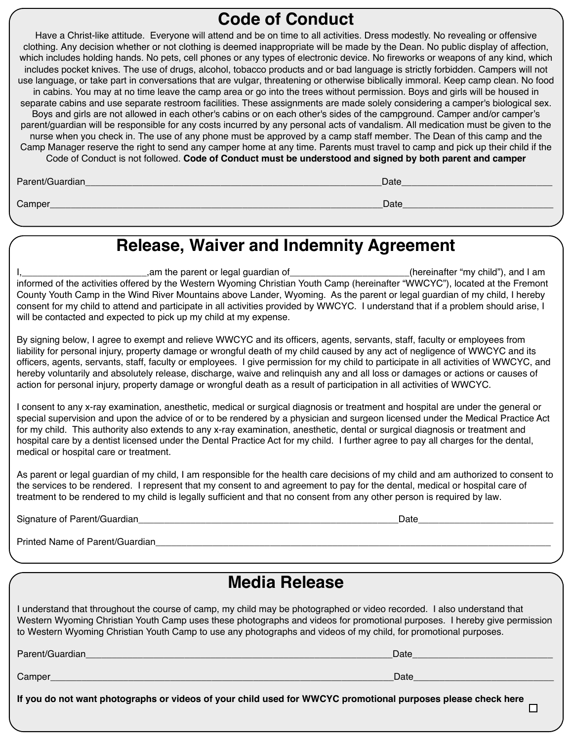## Code of Conduct

Have a Christ-like attitude. Everyone will attend and be on time to all activities. Dress modestly. No revealing or offensive clothing. Any decision whether or not clothing is deemed inappropriate will be made by the Dean. No public display of affection, which includes holding hands. No pets, cell phones or any types of electronic device. No fireworks or weapons of any kind, which includes pocket knives. The use of drugs, alcohol, tobacco products and or bad language is strictly forbidden. Campers will not use language, or take part in conversations that are vulgar, threatening or otherwise biblically immoral. Keep camp clean. No food in cabins. You may at no time leave the camp area or go into the trees without permission. Boys and girls will be housed in separate cabins and use separate restroom facilities. These assignments are made solely considering a camper's biological sex. Boys and girls are not allowed in each other's cabins or on each other's sides of the campground. Camper and/or camper's parent/guardian will be responsible for any costs incurred by any personal acts of vandalism. All medication must be given to the nurse when you check in. The use of any phone must be approved by a camp staff member. The Dean of this camp and the Camp Manager reserve the right to send any camper home at any time. Parents must travel to camp and pick up their child if the Code of Conduct is not followed. **Code of Conduct must be understood and signed by both parent and camper**

Parent/Guardian____________________________________________________________Date______________________________

Camper__________________________________________________________________Date______________________________

## Release, Waiver and Indemnity Agreement

I,________________________,am the parent or legal guardian of_______________________(hereinafter "my child"), and I am informed of the activities offered by the Western Wyoming Christian Youth Camp (hereinafter "WWCYC"), located at the Fremont County Youth Camp in the Wind River Mountains above Lander, Wyoming. As the parent or legal guardian of my child, I hereby consent for my child to attend and participate in all activities provided by WWCYC. I understand that if a problem should arise, I will be contacted and expected to pick up my child at my expense.

By signing below, I agree to exempt and relieve WWCYC and its officers, agents, servants, staff, faculty or employees from liability for personal injury, property damage or wrongful death of my child caused by any act of negligence of WWCYC and its officers, agents, servants, staff, faculty or employees. I give permission for my child to participate in all activities of WWCYC, and hereby voluntarily and absolutely release, discharge, waive and relinquish any and all loss or damages or actions or causes of action for personal injury, property damage or wrongful death as a result of participation in all activities of WWCYC.

I consent to any x-ray examination, anesthetic, medical or surgical diagnosis or treatment and hospital are under the general or special supervision and upon the advice of or to be rendered by a physician and surgeon licensed under the Medical Practice Act for my child. This authority also extends to any x-ray examination, anesthetic, dental or surgical diagnosis or treatment and hospital care by a dentist licensed under the Dental Practice Act for my child. I further agree to pay all charges for the dental, medical or hospital care or treatment.

As parent or legal guardian of my child, I am responsible for the health care decisions of my child and am authorized to consent to the services to be rendered. I represent that my consent to and agreement to pay for the dental, medical or hospital care of treatment to be rendered to my child is legally sufficient and that no consent from any other person is required by law.

Signature of Parent/Guardian______________________________________________Date___________________________

Printed Name of Parent/Guardian____________________________________________________________________________

## Media Release

I understand that throughout the course of camp, my child may be photographed or video recorded. I also understand that Western Wyoming Christian Youth Camp uses these photographs and videos for promotional purposes. I hereby give permission to Western Wyoming Christian Youth Camp to use any photographs and videos of my child, for promotional purposes.

Parent/Guardian_____________________________________________________________Date___________________________

Camper____________________________________________________________________Date___________________________

**If you do not want photographs or videos of your child used for WWCYC promotional purposes please check here** ☐